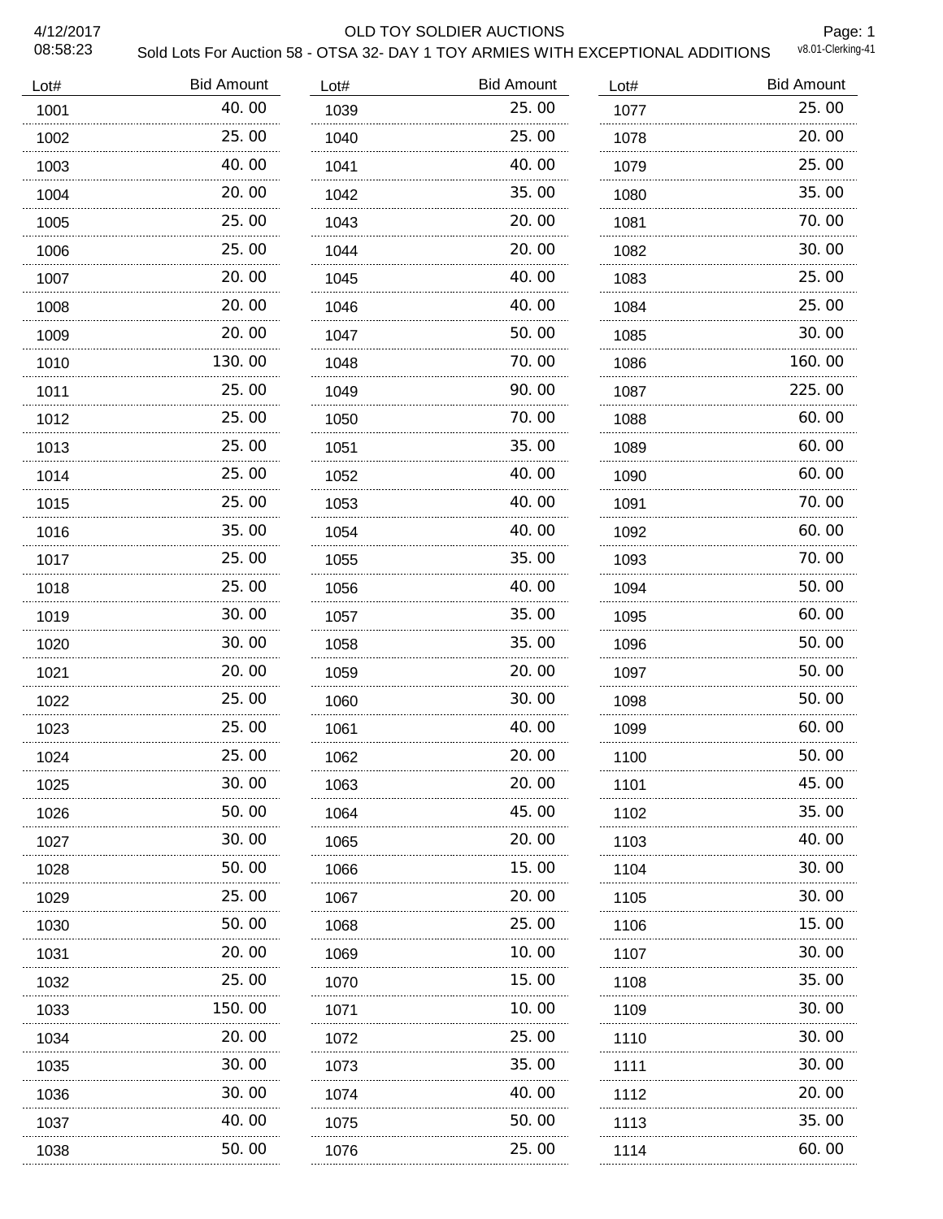# OLD TOY SOLDIER AUCTIONS

## Sold Lots For Auction 58 - OTSA 32- DAY 1 TOY ARMIES WITH EXCEPTIONAL ADDITIONS

4/12/2017
08:58:23

v8.01-Clerking-41

| Lot# | Bid Amount |
|---|---|
| 1001 | 40.00 |
| 1002 | 25.00 |
| 1003 | 40.00 |
| 1004 | 20.00 |
| 1005 | 25.00 |
| 1006 | 25.00 |
| 1007 | 20.00 |
| 1008 | 20.00 |
| 1009 | 20.00 |
| 1010 | 130.00 |
| 1011 | 25.00 |
| 1012 | 25.00 |
| 1013 | 25.00 |
| 1014 | 25.00 |
| 1015 | 25.00 |
| 1016 | 35.00 |
| 1017 | 25.00 |
| 1018 | 25.00 |
| 1019 | 30.00 |
| 1020 | 30.00 |
| 1021 | 20.00 |
| 1022 | 25.00 |
| 1023 | 25.00 |
| 1024 | 25.00 |
| 1025 | 30.00 |
| 1026 | 50.00 |
| 1027 | 30.00 |
| 1028 | 50.00 |
| 1029 | 25.00 |
| 1030 | 50.00 |
| 1031 | 20.00 |
| 1032 | 25.00 |
| 1033 | 150.00 |
| 1034 | 20.00 |
| 1035 | 30.00 |
| 1036 | 30.00 |
| 1037 | 40.00 |
| 1038 | 50.00 |
| 1039 | 25.00 |
| 1040 | 25.00 |
| 1041 | 40.00 |
| 1042 | 35.00 |
| 1043 | 20.00 |
| 1044 | 20.00 |
| 1045 | 40.00 |
| 1046 | 40.00 |
| 1047 | 50.00 |
| 1048 | 70.00 |
| 1049 | 90.00 |
| 1050 | 70.00 |
| 1051 | 35.00 |
| 1052 | 40.00 |
| 1053 | 40.00 |
| 1054 | 40.00 |
| 1055 | 35.00 |
| 1056 | 40.00 |
| 1057 | 35.00 |
| 1058 | 35.00 |
| 1059 | 20.00 |
| 1060 | 30.00 |
| 1061 | 40.00 |
| 1062 | 20.00 |
| 1063 | 20.00 |
| 1064 | 45.00 |
| 1065 | 20.00 |
| 1066 | 15.00 |
| 1067 | 20.00 |
| 1068 | 25.00 |
| 1069 | 10.00 |
| 1070 | 15.00 |
| 1071 | 10.00 |
| 1072 | 25.00 |
| 1073 | 35.00 |
| 1074 | 40.00 |
| 1075 | 50.00 |
| 1076 | 25.00 |
| 1077 | 25.00 |
| 1078 | 20.00 |
| 1079 | 25.00 |
| 1080 | 35.00 |
| 1081 | 70.00 |
| 1082 | 30.00 |
| 1083 | 25.00 |
| 1084 | 25.00 |
| 1085 | 30.00 |
| 1086 | 160.00 |
| 1087 | 225.00 |
| 1088 | 60.00 |
| 1089 | 60.00 |
| 1090 | 60.00 |
| 1091 | 70.00 |
| 1092 | 60.00 |
| 1093 | 70.00 |
| 1094 | 50.00 |
| 1095 | 60.00 |
| 1096 | 50.00 |
| 1097 | 50.00 |
| 1098 | 50.00 |
| 1099 | 60.00 |
| 1100 | 50.00 |
| 1101 | 45.00 |
| 1102 | 35.00 |
| 1103 | 40.00 |
| 1104 | 30.00 |
| 1105 | 30.00 |
| 1106 | 15.00 |
| 1107 | 30.00 |
| 1108 | 35.00 |
| 1109 | 30.00 |
| 1110 | 30.00 |
| 1111 | 30.00 |
| 1112 | 20.00 |
| 1113 | 35.00 |
| 1114 | 60.00 |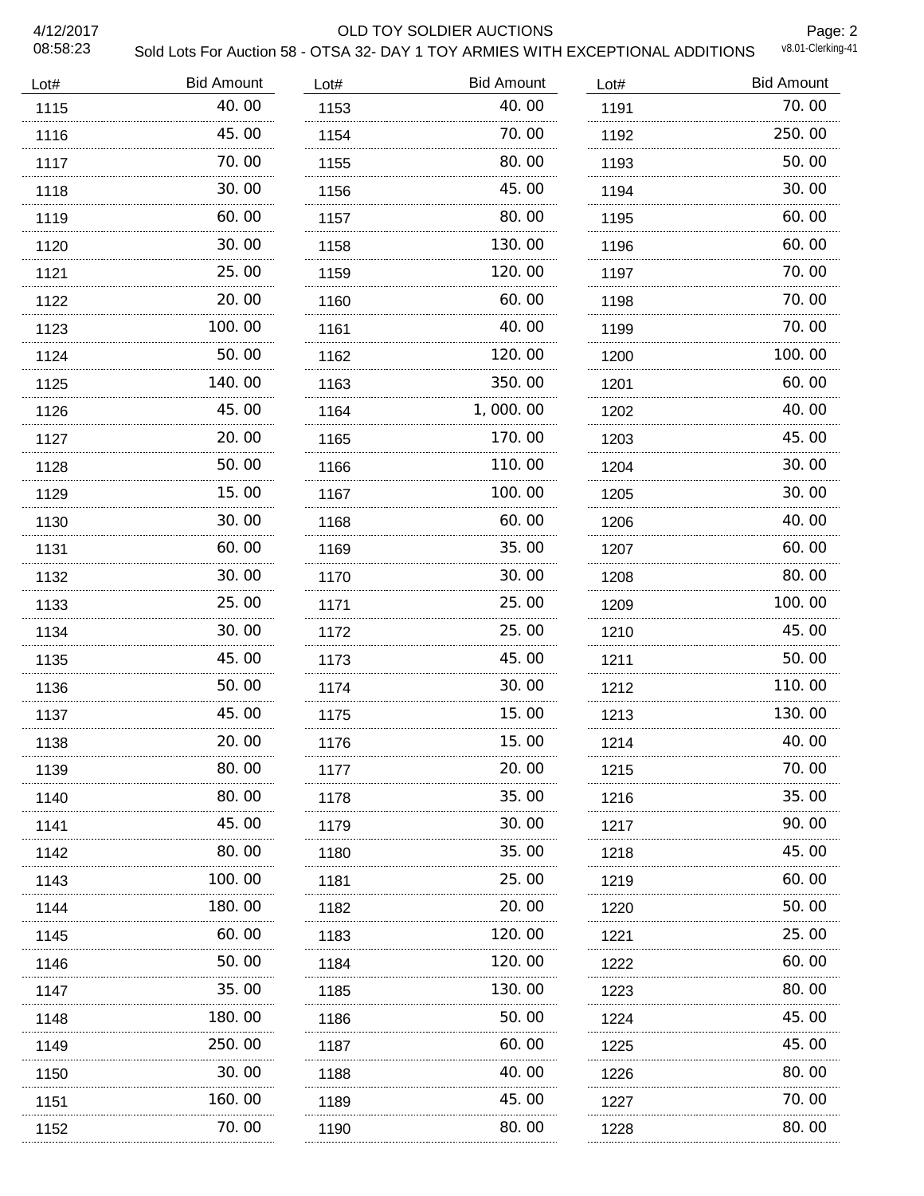| Lot# | Bid Amount |
|---|---|
| 1115 | 40.00 |
| 1116 | 45.00 |
| 1117 | 70.00 |
| 1118 | 30.00 |
| 1119 | 60.00 |
| 1120 | 30.00 |
| 1121 | 25.00 |
| 1122 | 20.00 |
| 1123 | 100.00 |
| 1124 | 50.00 |
| 1125 | 140.00 |
| 1126 | 45.00 |
| 1127 | 20.00 |
| 1128 | 50.00 |
| 1129 | 15.00 |
| 1130 | 30.00 |
| 1131 | 60.00 |
| 1132 | 30.00 |
| 1133 | 25.00 |
| 1134 | 30.00 |
| 1135 | 45.00 |
| 1136 | 50.00 |
| 1137 | 45.00 |
| 1138 | 20.00 |
| 1139 | 80.00 |
| 1140 | 80.00 |
| 1141 | 45.00 |
| 1142 | 80.00 |
| 1143 | 100.00 |
| 1144 | 180.00 |
| 1145 | 60.00 |
| 1146 | 50.00 |
| 1147 | 35.00 |
| 1148 | 180.00 |
| 1149 | 250.00 |
| 1150 | 30.00 |
| 1151 | 160.00 |
| 1152 | 70.00 |
| 1153 | 40.00 |
| 1154 | 70.00 |
| 1155 | 80.00 |
| 1156 | 45.00 |
| 1157 | 80.00 |
| 1158 | 130.00 |
| 1159 | 120.00 |
| 1160 | 60.00 |
| 1161 | 40.00 |
| 1162 | 120.00 |
| 1163 | 350.00 |
| 1164 | 1,000.00 |
| 1165 | 170.00 |
| 1166 | 110.00 |
| 1167 | 100.00 |
| 1168 | 60.00 |
| 1169 | 35.00 |
| 1170 | 30.00 |
| 1171 | 25.00 |
| 1172 | 25.00 |
| 1173 | 45.00 |
| 1174 | 30.00 |
| 1175 | 15.00 |
| 1176 | 15.00 |
| 1177 | 20.00 |
| 1178 | 35.00 |
| 1179 | 30.00 |
| 1180 | 35.00 |
| 1181 | 25.00 |
| 1182 | 20.00 |
| 1183 | 120.00 |
| 1184 | 120.00 |
| 1185 | 130.00 |
| 1186 | 50.00 |
| 1187 | 60.00 |
| 1188 | 40.00 |
| 1189 | 45.00 |
| 1190 | 80.00 |
| 1191 | 70.00 |
| 1192 | 250.00 |
| 1193 | 50.00 |
| 1194 | 30.00 |
| 1195 | 60.00 |
| 1196 | 60.00 |
| 1197 | 70.00 |
| 1198 | 70.00 |
| 1199 | 70.00 |
| 1200 | 100.00 |
| 1201 | 60.00 |
| 1202 | 40.00 |
| 1203 | 45.00 |
| 1204 | 30.00 |
| 1205 | 30.00 |
| 1206 | 40.00 |
| 1207 | 60.00 |
| 1208 | 80.00 |
| 1209 | 100.00 |
| 1210 | 45.00 |
| 1211 | 50.00 |
| 1212 | 110.00 |
| 1213 | 130.00 |
| 1214 | 40.00 |
| 1215 | 70.00 |
| 1216 | 35.00 |
| 1217 | 90.00 |
| 1218 | 45.00 |
| 1219 | 60.00 |
| 1220 | 50.00 |
| 1221 | 25.00 |
| 1222 | 60.00 |
| 1223 | 80.00 |
| 1224 | 45.00 |
| 1225 | 45.00 |
| 1226 | 80.00 |
| 1227 | 70.00 |
| 1228 | 80.00 |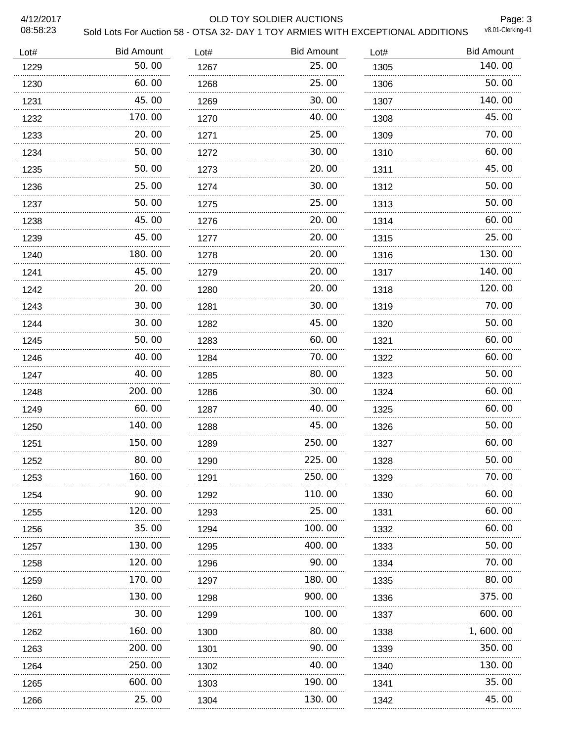# OLD TOY SOLDIER AUCTIONS

Sold Lots For Auction 58 - OTSA 32- DAY 1 TOY ARMIES WITH EXCEPTIONAL ADDITIONS

4/12/2017 08:58:23

v8.01-Clerking-41

| Lot# | Bid Amount | Lot# | Bid Amount | Lot# | Bid Amount |
|---|---|---|---|---|---|
| 1229 | 50.00 | 1267 | 25.00 | 1305 | 140.00 |
| 1230 | 60.00 | 1268 | 25.00 | 1306 | 50.00 |
| 1231 | 45.00 | 1269 | 30.00 | 1307 | 140.00 |
| 1232 | 170.00 | 1270 | 40.00 | 1308 | 45.00 |
| 1233 | 20.00 | 1271 | 25.00 | 1309 | 70.00 |
| 1234 | 50.00 | 1272 | 30.00 | 1310 | 60.00 |
| 1235 | 50.00 | 1273 | 20.00 | 1311 | 45.00 |
| 1236 | 25.00 | 1274 | 30.00 | 1312 | 50.00 |
| 1237 | 50.00 | 1275 | 25.00 | 1313 | 50.00 |
| 1238 | 45.00 | 1276 | 20.00 | 1314 | 60.00 |
| 1239 | 45.00 | 1277 | 20.00 | 1315 | 25.00 |
| 1240 | 180.00 | 1278 | 20.00 | 1316 | 130.00 |
| 1241 | 45.00 | 1279 | 20.00 | 1317 | 140.00 |
| 1242 | 20.00 | 1280 | 20.00 | 1318 | 120.00 |
| 1243 | 30.00 | 1281 | 30.00 | 1319 | 70.00 |
| 1244 | 30.00 | 1282 | 45.00 | 1320 | 50.00 |
| 1245 | 50.00 | 1283 | 60.00 | 1321 | 60.00 |
| 1246 | 40.00 | 1284 | 70.00 | 1322 | 60.00 |
| 1247 | 40.00 | 1285 | 80.00 | 1323 | 50.00 |
| 1248 | 200.00 | 1286 | 30.00 | 1324 | 60.00 |
| 1249 | 60.00 | 1287 | 40.00 | 1325 | 60.00 |
| 1250 | 140.00 | 1288 | 45.00 | 1326 | 50.00 |
| 1251 | 150.00 | 1289 | 250.00 | 1327 | 60.00 |
| 1252 | 80.00 | 1290 | 225.00 | 1328 | 50.00 |
| 1253 | 160.00 | 1291 | 250.00 | 1329 | 70.00 |
| 1254 | 90.00 | 1292 | 110.00 | 1330 | 60.00 |
| 1255 | 120.00 | 1293 | 25.00 | 1331 | 60.00 |
| 1256 | 35.00 | 1294 | 100.00 | 1332 | 60.00 |
| 1257 | 130.00 | 1295 | 400.00 | 1333 | 50.00 |
| 1258 | 120.00 | 1296 | 90.00 | 1334 | 70.00 |
| 1259 | 170.00 | 1297 | 180.00 | 1335 | 80.00 |
| 1260 | 130.00 | 1298 | 900.00 | 1336 | 375.00 |
| 1261 | 30.00 | 1299 | 100.00 | 1337 | 600.00 |
| 1262 | 160.00 | 1300 | 80.00 | 1338 | 1,600.00 |
| 1263 | 200.00 | 1301 | 90.00 | 1339 | 350.00 |
| 1264 | 250.00 | 1302 | 40.00 | 1340 | 130.00 |
| 1265 | 600.00 | 1303 | 190.00 | 1341 | 35.00 |
| 1266 | 25.00 | 1304 | 130.00 | 1342 | 45.00 |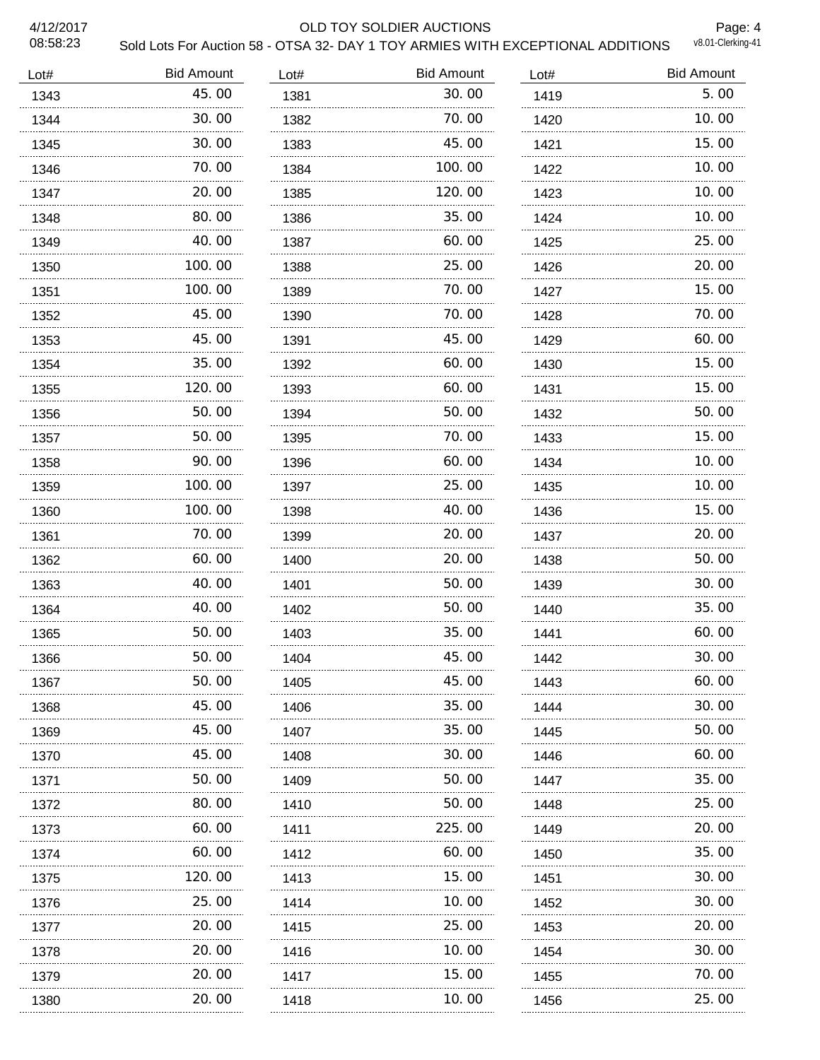| Lot# | Bid Amount | Lot# | Bid Amount | Lot# | Bid Amount |
|---|---|---|---|---|---|
| 1343 | 45.00 | 1381 | 30.00 | 1419 | 5.00 |
| 1344 | 30.00 | 1382 | 70.00 | 1420 | 10.00 |
| 1345 | 30.00 | 1383 | 45.00 | 1421 | 15.00 |
| 1346 | 70.00 | 1384 | 100.00 | 1422 | 10.00 |
| 1347 | 20.00 | 1385 | 120.00 | 1423 | 10.00 |
| 1348 | 80.00 | 1386 | 35.00 | 1424 | 10.00 |
| 1349 | 40.00 | 1387 | 60.00 | 1425 | 25.00 |
| 1350 | 100.00 | 1388 | 25.00 | 1426 | 20.00 |
| 1351 | 100.00 | 1389 | 70.00 | 1427 | 15.00 |
| 1352 | 45.00 | 1390 | 70.00 | 1428 | 70.00 |
| 1353 | 45.00 | 1391 | 45.00 | 1429 | 60.00 |
| 1354 | 35.00 | 1392 | 60.00 | 1430 | 15.00 |
| 1355 | 120.00 | 1393 | 60.00 | 1431 | 15.00 |
| 1356 | 50.00 | 1394 | 50.00 | 1432 | 50.00 |
| 1357 | 50.00 | 1395 | 70.00 | 1433 | 15.00 |
| 1358 | 90.00 | 1396 | 60.00 | 1434 | 10.00 |
| 1359 | 100.00 | 1397 | 25.00 | 1435 | 10.00 |
| 1360 | 100.00 | 1398 | 40.00 | 1436 | 15.00 |
| 1361 | 70.00 | 1399 | 20.00 | 1437 | 20.00 |
| 1362 | 60.00 | 1400 | 20.00 | 1438 | 50.00 |
| 1363 | 40.00 | 1401 | 50.00 | 1439 | 30.00 |
| 1364 | 40.00 | 1402 | 50.00 | 1440 | 35.00 |
| 1365 | 50.00 | 1403 | 35.00 | 1441 | 60.00 |
| 1366 | 50.00 | 1404 | 45.00 | 1442 | 30.00 |
| 1367 | 50.00 | 1405 | 45.00 | 1443 | 60.00 |
| 1368 | 45.00 | 1406 | 35.00 | 1444 | 30.00 |
| 1369 | 45.00 | 1407 | 35.00 | 1445 | 50.00 |
| 1370 | 45.00 | 1408 | 30.00 | 1446 | 60.00 |
| 1371 | 50.00 | 1409 | 50.00 | 1447 | 35.00 |
| 1372 | 80.00 | 1410 | 50.00 | 1448 | 25.00 |
| 1373 | 60.00 | 1411 | 225.00 | 1449 | 20.00 |
| 1374 | 60.00 | 1412 | 60.00 | 1450 | 35.00 |
| 1375 | 120.00 | 1413 | 15.00 | 1451 | 30.00 |
| 1376 | 25.00 | 1414 | 10.00 | 1452 | 30.00 |
| 1377 | 20.00 | 1415 | 25.00 | 1453 | 20.00 |
| 1378 | 20.00 | 1416 | 10.00 | 1454 | 30.00 |
| 1379 | 20.00 | 1417 | 15.00 | 1455 | 70.00 |
| 1380 | 20.00 | 1418 | 10.00 | 1456 | 25.00 |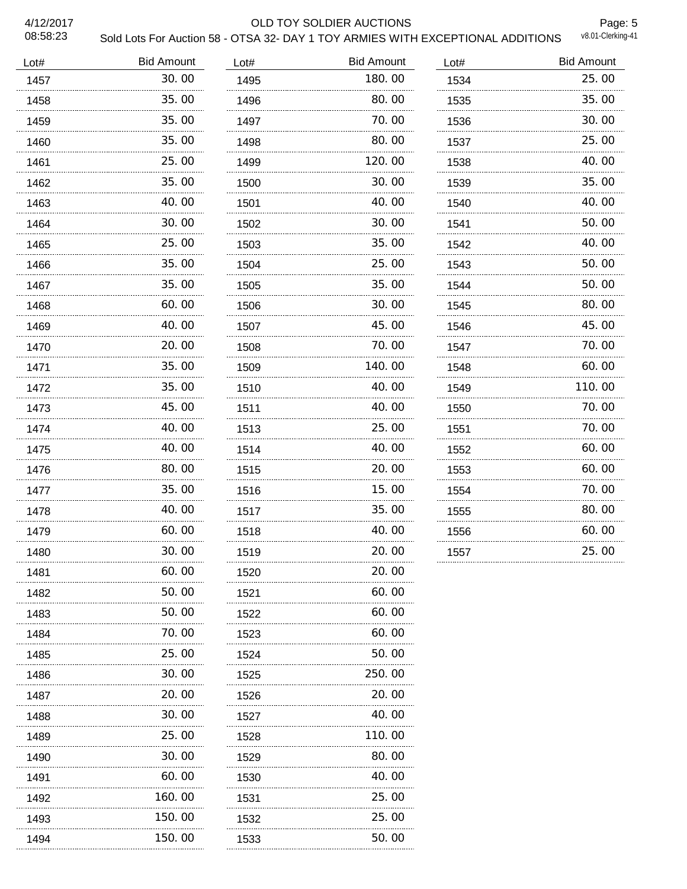| Lot# | Bid Amount | Lot# | Bid Amount | Lot# | Bid Amount |
|---|---|---|---|---|---|
| 1457 | 30.00 | 1495 | 180.00 | 1534 | 25.00 |
| 1458 | 35.00 | 1496 | 80.00 | 1535 | 35.00 |
| 1459 | 35.00 | 1497 | 70.00 | 1536 | 30.00 |
| 1460 | 35.00 | 1498 | 80.00 | 1537 | 25.00 |
| 1461 | 25.00 | 1499 | 120.00 | 1538 | 40.00 |
| 1462 | 35.00 | 1500 | 30.00 | 1539 | 35.00 |
| 1463 | 40.00 | 1501 | 40.00 | 1540 | 40.00 |
| 1464 | 30.00 | 1502 | 30.00 | 1541 | 50.00 |
| 1465 | 25.00 | 1503 | 35.00 | 1542 | 40.00 |
| 1466 | 35.00 | 1504 | 25.00 | 1543 | 50.00 |
| 1467 | 35.00 | 1505 | 35.00 | 1544 | 50.00 |
| 1468 | 60.00 | 1506 | 30.00 | 1545 | 80.00 |
| 1469 | 40.00 | 1507 | 45.00 | 1546 | 45.00 |
| 1470 | 20.00 | 1508 | 70.00 | 1547 | 70.00 |
| 1471 | 35.00 | 1509 | 140.00 | 1548 | 60.00 |
| 1472 | 35.00 | 1510 | 40.00 | 1549 | 110.00 |
| 1473 | 45.00 | 1511 | 40.00 | 1550 | 70.00 |
| 1474 | 40.00 | 1513 | 25.00 | 1551 | 70.00 |
| 1475 | 40.00 | 1514 | 40.00 | 1552 | 60.00 |
| 1476 | 80.00 | 1515 | 20.00 | 1553 | 60.00 |
| 1477 | 35.00 | 1516 | 15.00 | 1554 | 70.00 |
| 1478 | 40.00 | 1517 | 35.00 | 1555 | 80.00 |
| 1479 | 60.00 | 1518 | 40.00 | 1556 | 60.00 |
| 1480 | 30.00 | 1519 | 20.00 | 1557 | 25.00 |
| 1481 | 60.00 | 1520 | 20.00 | | |
| 1482 | 50.00 | 1521 | 60.00 | | |
| 1483 | 50.00 | 1522 | 60.00 | | |
| 1484 | 70.00 | 1523 | 60.00 | | |
| 1485 | 25.00 | 1524 | 50.00 | | |
| 1486 | 30.00 | 1525 | 250.00 | | |
| 1487 | 20.00 | 1526 | 20.00 | | |
| 1488 | 30.00 | 1527 | 40.00 | | |
| 1489 | 25.00 | 1528 | 110.00 | | |
| 1490 | 30.00 | 1529 | 80.00 | | |
| 1491 | 60.00 | 1530 | 40.00 | | |
| 1492 | 160.00 | 1531 | 25.00 | | |
| 1493 | 150.00 | 1532 | 25.00 | | |
| 1494 | 150.00 | 1533 | 50.00 | | |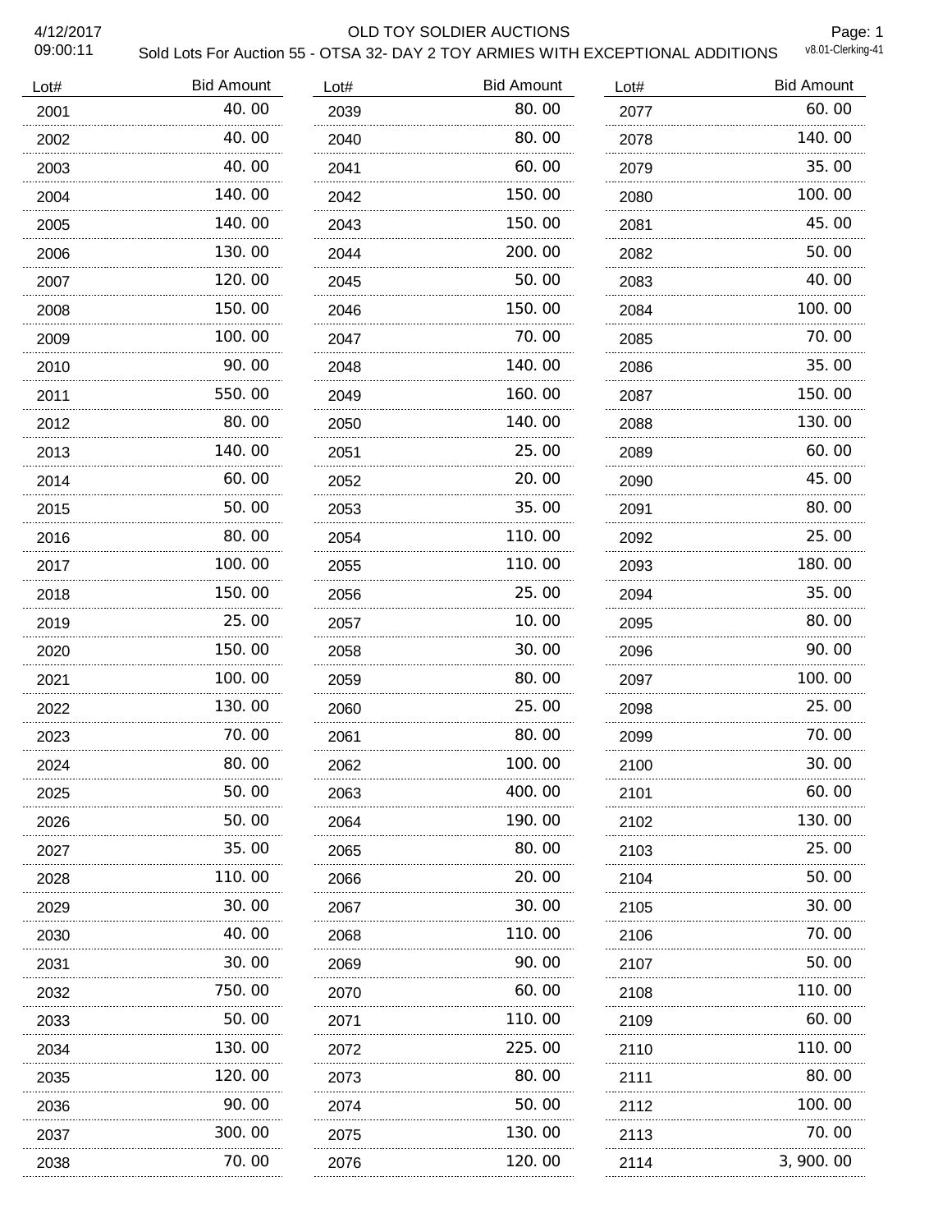# OLD TOY SOLDIER AUCTIONS

4/12/2017
09:00:11

Sold Lots For Auction 55 - OTSA 32- DAY 2 TOY ARMIES WITH EXCEPTIONAL ADDITIONS

v8.01-Clerking-41

| Lot# | Bid Amount | Lot# | Bid Amount | Lot# | Bid Amount |
|---|---|---|---|---|---|
| 2001 | 40.00 | 2039 | 80.00 | 2077 | 60.00 |
| 2002 | 40.00 | 2040 | 80.00 | 2078 | 140.00 |
| 2003 | 40.00 | 2041 | 60.00 | 2079 | 35.00 |
| 2004 | 140.00 | 2042 | 150.00 | 2080 | 100.00 |
| 2005 | 140.00 | 2043 | 150.00 | 2081 | 45.00 |
| 2006 | 130.00 | 2044 | 200.00 | 2082 | 50.00 |
| 2007 | 120.00 | 2045 | 50.00 | 2083 | 40.00 |
| 2008 | 150.00 | 2046 | 150.00 | 2084 | 100.00 |
| 2009 | 100.00 | 2047 | 70.00 | 2085 | 70.00 |
| 2010 | 90.00 | 2048 | 140.00 | 2086 | 35.00 |
| 2011 | 550.00 | 2049 | 160.00 | 2087 | 150.00 |
| 2012 | 80.00 | 2050 | 140.00 | 2088 | 130.00 |
| 2013 | 140.00 | 2051 | 25.00 | 2089 | 60.00 |
| 2014 | 60.00 | 2052 | 20.00 | 2090 | 45.00 |
| 2015 | 50.00 | 2053 | 35.00 | 2091 | 80.00 |
| 2016 | 80.00 | 2054 | 110.00 | 2092 | 25.00 |
| 2017 | 100.00 | 2055 | 110.00 | 2093 | 180.00 |
| 2018 | 150.00 | 2056 | 25.00 | 2094 | 35.00 |
| 2019 | 25.00 | 2057 | 10.00 | 2095 | 80.00 |
| 2020 | 150.00 | 2058 | 30.00 | 2096 | 90.00 |
| 2021 | 100.00 | 2059 | 80.00 | 2097 | 100.00 |
| 2022 | 130.00 | 2060 | 25.00 | 2098 | 25.00 |
| 2023 | 70.00 | 2061 | 80.00 | 2099 | 70.00 |
| 2024 | 80.00 | 2062 | 100.00 | 2100 | 30.00 |
| 2025 | 50.00 | 2063 | 400.00 | 2101 | 60.00 |
| 2026 | 50.00 | 2064 | 190.00 | 2102 | 130.00 |
| 2027 | 35.00 | 2065 | 80.00 | 2103 | 25.00 |
| 2028 | 110.00 | 2066 | 20.00 | 2104 | 50.00 |
| 2029 | 30.00 | 2067 | 30.00 | 2105 | 30.00 |
| 2030 | 40.00 | 2068 | 110.00 | 2106 | 70.00 |
| 2031 | 30.00 | 2069 | 90.00 | 2107 | 50.00 |
| 2032 | 750.00 | 2070 | 60.00 | 2108 | 110.00 |
| 2033 | 50.00 | 2071 | 110.00 | 2109 | 60.00 |
| 2034 | 130.00 | 2072 | 225.00 | 2110 | 110.00 |
| 2035 | 120.00 | 2073 | 80.00 | 2111 | 80.00 |
| 2036 | 90.00 | 2074 | 50.00 | 2112 | 100.00 |
| 2037 | 300.00 | 2075 | 130.00 | 2113 | 70.00 |
| 2038 | 70.00 | 2076 | 120.00 | 2114 | 3,900.00 |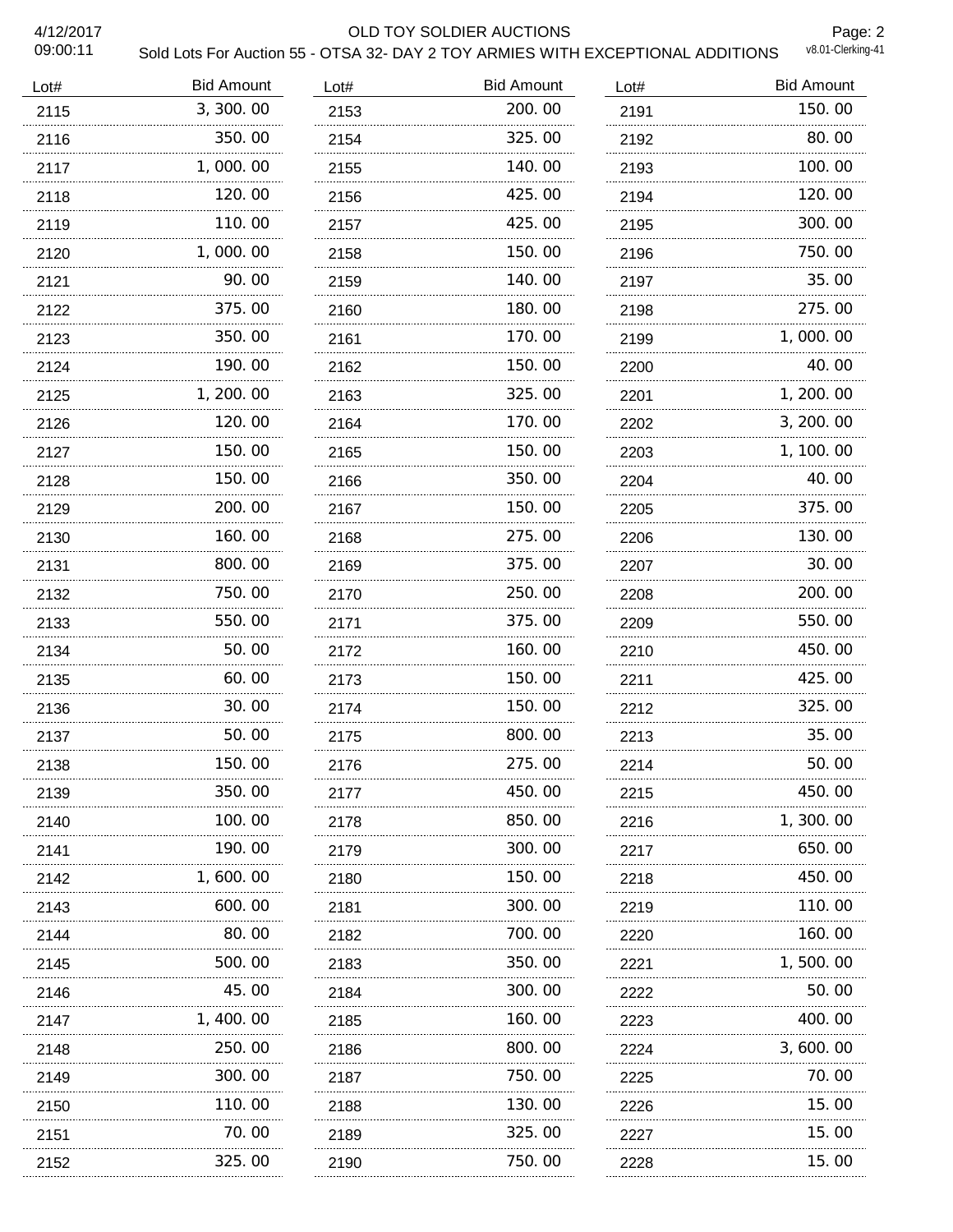# OLD TOY SOLDIER AUCTIONS

## Sold Lots For Auction 55 - OTSA 32- DAY 2 TOY ARMIES WITH EXCEPTIONAL ADDITIONS

4/12/2017 09:00:11

| Lot# | Bid Amount |
|---|---|
| 2115 | 3, 300. 00 |
| 2116 | 350. 00 |
| 2117 | 1, 000. 00 |
| 2118 | 120. 00 |
| 2119 | 110. 00 |
| 2120 | 1, 000. 00 |
| 2121 | 90. 00 |
| 2122 | 375. 00 |
| 2123 | 350. 00 |
| 2124 | 190. 00 |
| 2125 | 1, 200. 00 |
| 2126 | 120. 00 |
| 2127 | 150. 00 |
| 2128 | 150. 00 |
| 2129 | 200. 00 |
| 2130 | 160. 00 |
| 2131 | 800. 00 |
| 2132 | 750. 00 |
| 2133 | 550. 00 |
| 2134 | 50. 00 |
| 2135 | 60. 00 |
| 2136 | 30. 00 |
| 2137 | 50. 00 |
| 2138 | 150. 00 |
| 2139 | 350. 00 |
| 2140 | 100. 00 |
| 2141 | 190. 00 |
| 2142 | 1, 600. 00 |
| 2143 | 600. 00 |
| 2144 | 80. 00 |
| 2145 | 500. 00 |
| 2146 | 45. 00 |
| 2147 | 1, 400. 00 |
| 2148 | 250. 00 |
| 2149 | 300. 00 |
| 2150 | 110. 00 |
| 2151 | 70. 00 |
| 2152 | 325. 00 |
| 2153 | 200. 00 |
| 2154 | 325. 00 |
| 2155 | 140. 00 |
| 2156 | 425. 00 |
| 2157 | 425. 00 |
| 2158 | 150. 00 |
| 2159 | 140. 00 |
| 2160 | 180. 00 |
| 2161 | 170. 00 |
| 2162 | 150. 00 |
| 2163 | 325. 00 |
| 2164 | 170. 00 |
| 2165 | 150. 00 |
| 2166 | 350. 00 |
| 2167 | 150. 00 |
| 2168 | 275. 00 |
| 2169 | 375. 00 |
| 2170 | 250. 00 |
| 2171 | 375. 00 |
| 2172 | 160. 00 |
| 2173 | 150. 00 |
| 2174 | 150. 00 |
| 2175 | 800. 00 |
| 2176 | 275. 00 |
| 2177 | 450. 00 |
| 2178 | 850. 00 |
| 2179 | 300. 00 |
| 2180 | 150. 00 |
| 2181 | 300. 00 |
| 2182 | 700. 00 |
| 2183 | 350. 00 |
| 2184 | 300. 00 |
| 2185 | 160. 00 |
| 2186 | 800. 00 |
| 2187 | 750. 00 |
| 2188 | 130. 00 |
| 2189 | 325. 00 |
| 2190 | 750. 00 |
| 2191 | 150. 00 |
| 2192 | 80. 00 |
| 2193 | 100. 00 |
| 2194 | 120. 00 |
| 2195 | 300. 00 |
| 2196 | 750. 00 |
| 2197 | 35. 00 |
| 2198 | 275. 00 |
| 2199 | 1, 000. 00 |
| 2200 | 40. 00 |
| 2201 | 1, 200. 00 |
| 2202 | 3, 200. 00 |
| 2203 | 1, 100. 00 |
| 2204 | 40. 00 |
| 2205 | 375. 00 |
| 2206 | 130. 00 |
| 2207 | 30. 00 |
| 2208 | 200. 00 |
| 2209 | 550. 00 |
| 2210 | 450. 00 |
| 2211 | 425. 00 |
| 2212 | 325. 00 |
| 2213 | 35. 00 |
| 2214 | 50. 00 |
| 2215 | 450. 00 |
| 2216 | 1, 300. 00 |
| 2217 | 650. 00 |
| 2218 | 450. 00 |
| 2219 | 110. 00 |
| 2220 | 160. 00 |
| 2221 | 1, 500. 00 |
| 2222 | 50. 00 |
| 2223 | 400. 00 |
| 2224 | 3, 600. 00 |
| 2225 | 70. 00 |
| 2226 | 15. 00 |
| 2227 | 15. 00 |
| 2228 | 15. 00 |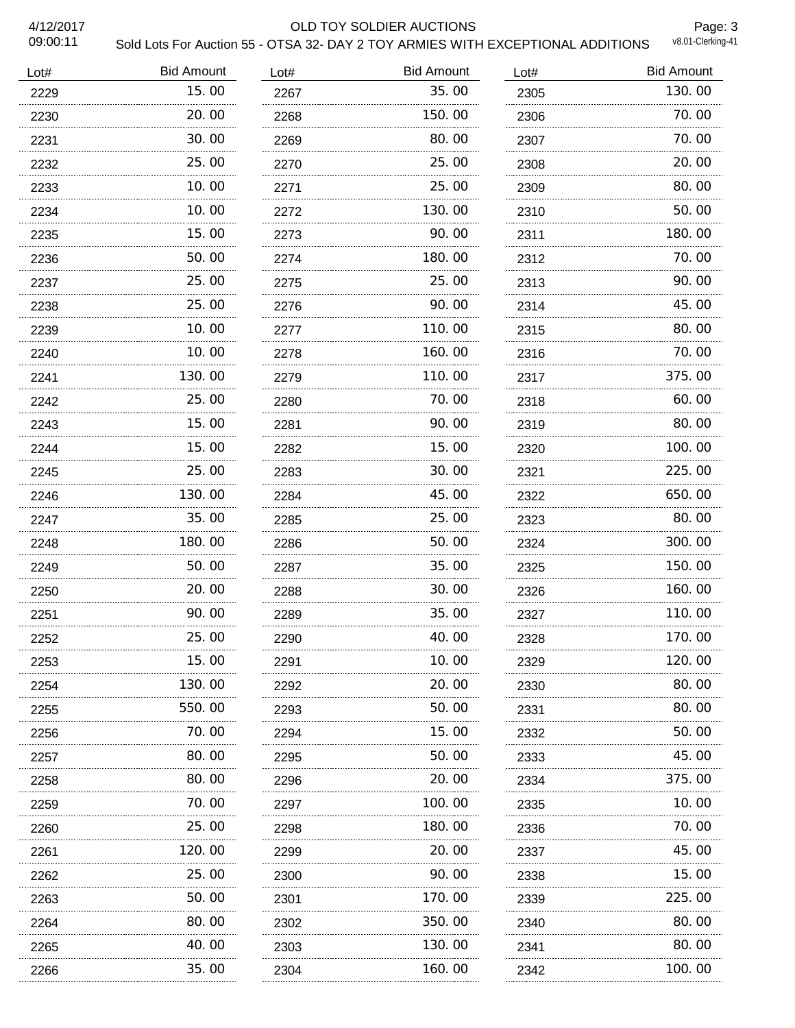# OLD TOY SOLDIER AUCTIONS

Sold Lots For Auction 55 - OTSA 32- DAY 2 TOY ARMIES WITH EXCEPTIONAL ADDITIONS

4/12/2017 09:00:11 — v8.01-Clerking-41

| Lot# | Bid Amount | Lot# | Bid Amount | Lot# | Bid Amount |
|---|---|---|---|---|---|
| 2229 | 15.00 | 2267 | 35.00 | 2305 | 130.00 |
| 2230 | 20.00 | 2268 | 150.00 | 2306 | 70.00 |
| 2231 | 30.00 | 2269 | 80.00 | 2307 | 70.00 |
| 2232 | 25.00 | 2270 | 25.00 | 2308 | 20.00 |
| 2233 | 10.00 | 2271 | 25.00 | 2309 | 80.00 |
| 2234 | 10.00 | 2272 | 130.00 | 2310 | 50.00 |
| 2235 | 15.00 | 2273 | 90.00 | 2311 | 180.00 |
| 2236 | 50.00 | 2274 | 180.00 | 2312 | 70.00 |
| 2237 | 25.00 | 2275 | 25.00 | 2313 | 90.00 |
| 2238 | 25.00 | 2276 | 90.00 | 2314 | 45.00 |
| 2239 | 10.00 | 2277 | 110.00 | 2315 | 80.00 |
| 2240 | 10.00 | 2278 | 160.00 | 2316 | 70.00 |
| 2241 | 130.00 | 2279 | 110.00 | 2317 | 375.00 |
| 2242 | 25.00 | 2280 | 70.00 | 2318 | 60.00 |
| 2243 | 15.00 | 2281 | 90.00 | 2319 | 80.00 |
| 2244 | 15.00 | 2282 | 15.00 | 2320 | 100.00 |
| 2245 | 25.00 | 2283 | 30.00 | 2321 | 225.00 |
| 2246 | 130.00 | 2284 | 45.00 | 2322 | 650.00 |
| 2247 | 35.00 | 2285 | 25.00 | 2323 | 80.00 |
| 2248 | 180.00 | 2286 | 50.00 | 2324 | 300.00 |
| 2249 | 50.00 | 2287 | 35.00 | 2325 | 150.00 |
| 2250 | 20.00 | 2288 | 30.00 | 2326 | 160.00 |
| 2251 | 90.00 | 2289 | 35.00 | 2327 | 110.00 |
| 2252 | 25.00 | 2290 | 40.00 | 2328 | 170.00 |
| 2253 | 15.00 | 2291 | 10.00 | 2329 | 120.00 |
| 2254 | 130.00 | 2292 | 20.00 | 2330 | 80.00 |
| 2255 | 550.00 | 2293 | 50.00 | 2331 | 80.00 |
| 2256 | 70.00 | 2294 | 15.00 | 2332 | 50.00 |
| 2257 | 80.00 | 2295 | 50.00 | 2333 | 45.00 |
| 2258 | 80.00 | 2296 | 20.00 | 2334 | 375.00 |
| 2259 | 70.00 | 2297 | 100.00 | 2335 | 10.00 |
| 2260 | 25.00 | 2298 | 180.00 | 2336 | 70.00 |
| 2261 | 120.00 | 2299 | 20.00 | 2337 | 45.00 |
| 2262 | 25.00 | 2300 | 90.00 | 2338 | 15.00 |
| 2263 | 50.00 | 2301 | 170.00 | 2339 | 225.00 |
| 2264 | 80.00 | 2302 | 350.00 | 2340 | 80.00 |
| 2265 | 40.00 | 2303 | 130.00 | 2341 | 80.00 |
| 2266 | 35.00 | 2304 | 160.00 | 2342 | 100.00 |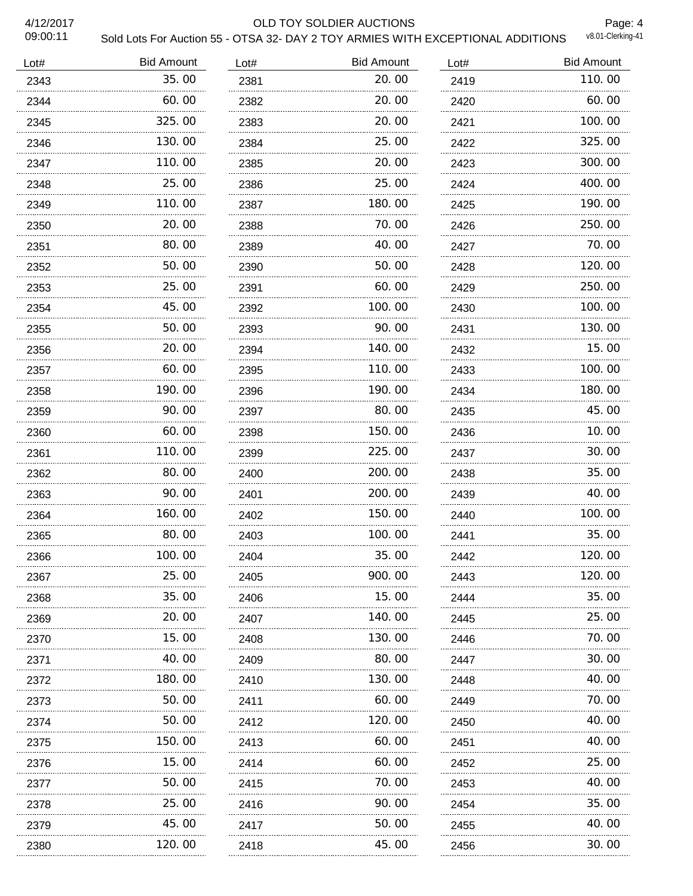# OLD TOY SOLDIER AUCTIONS

## Sold Lots For Auction 55 - OTSA 32- DAY 2 TOY ARMIES WITH EXCEPTIONAL ADDITIONS

4/12/2017 09:00:11

v8.01-Clerking-41

| Lot# | Bid Amount |
|---|---|
| 2343 | 35.00 |
| 2344 | 60.00 |
| 2345 | 325.00 |
| 2346 | 130.00 |
| 2347 | 110.00 |
| 2348 | 25.00 |
| 2349 | 110.00 |
| 2350 | 20.00 |
| 2351 | 80.00 |
| 2352 | 50.00 |
| 2353 | 25.00 |
| 2354 | 45.00 |
| 2355 | 50.00 |
| 2356 | 20.00 |
| 2357 | 60.00 |
| 2358 | 190.00 |
| 2359 | 90.00 |
| 2360 | 60.00 |
| 2361 | 110.00 |
| 2362 | 80.00 |
| 2363 | 90.00 |
| 2364 | 160.00 |
| 2365 | 80.00 |
| 2366 | 100.00 |
| 2367 | 25.00 |
| 2368 | 35.00 |
| 2369 | 20.00 |
| 2370 | 15.00 |
| 2371 | 40.00 |
| 2372 | 180.00 |
| 2373 | 50.00 |
| 2374 | 50.00 |
| 2375 | 150.00 |
| 2376 | 15.00 |
| 2377 | 50.00 |
| 2378 | 25.00 |
| 2379 | 45.00 |
| 2380 | 120.00 |
| 2381 | 20.00 |
| 2382 | 20.00 |
| 2383 | 20.00 |
| 2384 | 25.00 |
| 2385 | 20.00 |
| 2386 | 25.00 |
| 2387 | 180.00 |
| 2388 | 70.00 |
| 2389 | 40.00 |
| 2390 | 50.00 |
| 2391 | 60.00 |
| 2392 | 100.00 |
| 2393 | 90.00 |
| 2394 | 140.00 |
| 2395 | 110.00 |
| 2396 | 190.00 |
| 2397 | 80.00 |
| 2398 | 150.00 |
| 2399 | 225.00 |
| 2400 | 200.00 |
| 2401 | 200.00 |
| 2402 | 150.00 |
| 2403 | 100.00 |
| 2404 | 35.00 |
| 2405 | 900.00 |
| 2406 | 15.00 |
| 2407 | 140.00 |
| 2408 | 130.00 |
| 2409 | 80.00 |
| 2410 | 130.00 |
| 2411 | 60.00 |
| 2412 | 120.00 |
| 2413 | 60.00 |
| 2414 | 60.00 |
| 2415 | 70.00 |
| 2416 | 90.00 |
| 2417 | 50.00 |
| 2418 | 45.00 |
| 2419 | 110.00 |
| 2420 | 60.00 |
| 2421 | 100.00 |
| 2422 | 325.00 |
| 2423 | 300.00 |
| 2424 | 400.00 |
| 2425 | 190.00 |
| 2426 | 250.00 |
| 2427 | 70.00 |
| 2428 | 120.00 |
| 2429 | 250.00 |
| 2430 | 100.00 |
| 2431 | 130.00 |
| 2432 | 15.00 |
| 2433 | 100.00 |
| 2434 | 180.00 |
| 2435 | 45.00 |
| 2436 | 10.00 |
| 2437 | 30.00 |
| 2438 | 35.00 |
| 2439 | 40.00 |
| 2440 | 100.00 |
| 2441 | 35.00 |
| 2442 | 120.00 |
| 2443 | 120.00 |
| 2444 | 35.00 |
| 2445 | 25.00 |
| 2446 | 70.00 |
| 2447 | 30.00 |
| 2448 | 40.00 |
| 2449 | 70.00 |
| 2450 | 40.00 |
| 2451 | 40.00 |
| 2452 | 25.00 |
| 2453 | 40.00 |
| 2454 | 35.00 |
| 2455 | 40.00 |
| 2456 | 30.00 |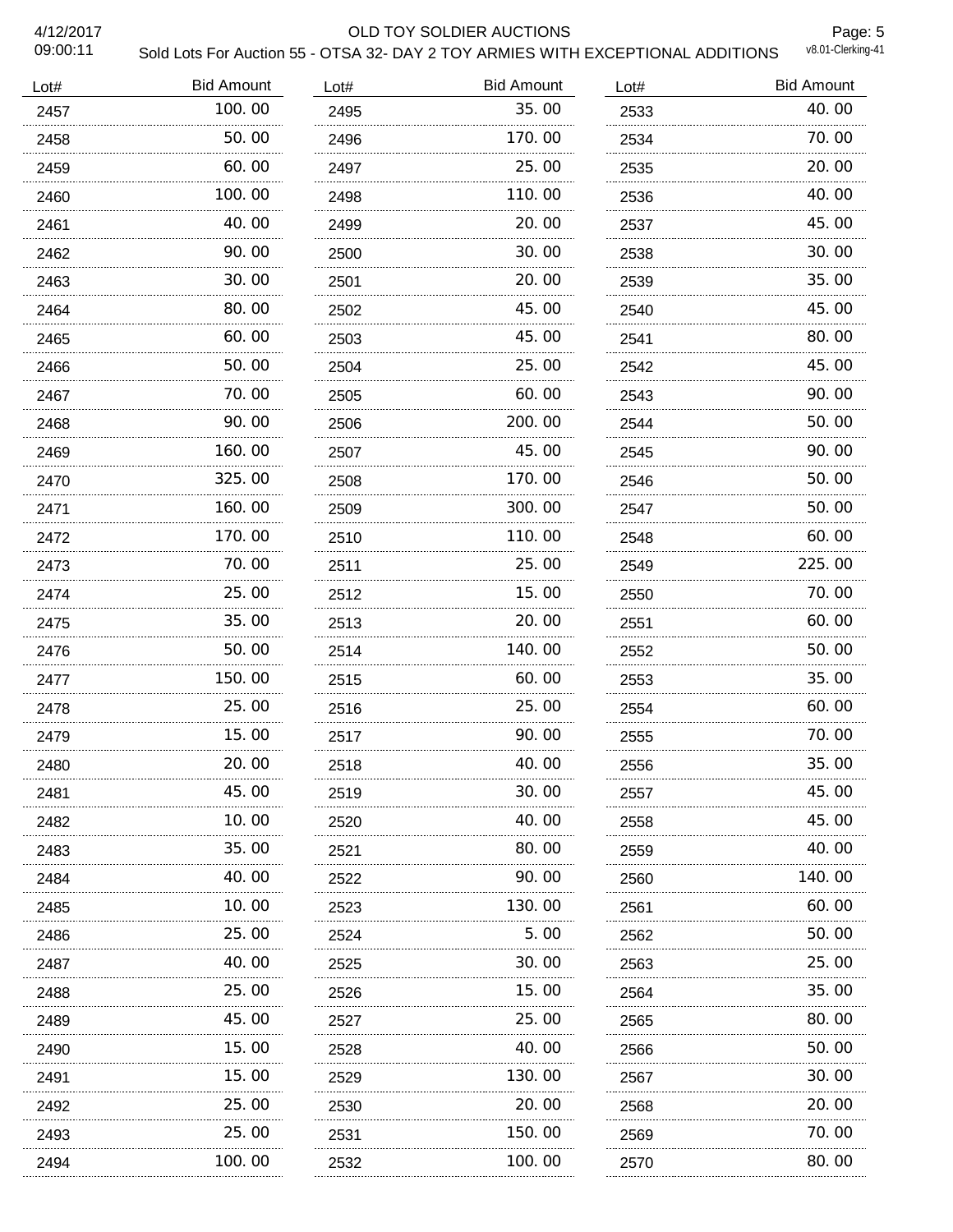# OLD TOY SOLDIER AUCTIONS

Sold Lots For Auction 55 - OTSA 32- DAY 2 TOY ARMIES WITH EXCEPTIONAL ADDITIONS

| Lot# | Bid Amount |
| --- | --- |
| 2457 | 100.00 |
| 2458 | 50.00 |
| 2459 | 60.00 |
| 2460 | 100.00 |
| 2461 | 40.00 |
| 2462 | 90.00 |
| 2463 | 30.00 |
| 2464 | 80.00 |
| 2465 | 60.00 |
| 2466 | 50.00 |
| 2467 | 70.00 |
| 2468 | 90.00 |
| 2469 | 160.00 |
| 2470 | 325.00 |
| 2471 | 160.00 |
| 2472 | 170.00 |
| 2473 | 70.00 |
| 2474 | 25.00 |
| 2475 | 35.00 |
| 2476 | 50.00 |
| 2477 | 150.00 |
| 2478 | 25.00 |
| 2479 | 15.00 |
| 2480 | 20.00 |
| 2481 | 45.00 |
| 2482 | 10.00 |
| 2483 | 35.00 |
| 2484 | 40.00 |
| 2485 | 10.00 |
| 2486 | 25.00 |
| 2487 | 40.00 |
| 2488 | 25.00 |
| 2489 | 45.00 |
| 2490 | 15.00 |
| 2491 | 15.00 |
| 2492 | 25.00 |
| 2493 | 25.00 |
| 2494 | 100.00 |
| 2495 | 35.00 |
| 2496 | 170.00 |
| 2497 | 25.00 |
| 2498 | 110.00 |
| 2499 | 20.00 |
| 2500 | 30.00 |
| 2501 | 20.00 |
| 2502 | 45.00 |
| 2503 | 45.00 |
| 2504 | 25.00 |
| 2505 | 60.00 |
| 2506 | 200.00 |
| 2507 | 45.00 |
| 2508 | 170.00 |
| 2509 | 300.00 |
| 2510 | 110.00 |
| 2511 | 25.00 |
| 2512 | 15.00 |
| 2513 | 20.00 |
| 2514 | 140.00 |
| 2515 | 60.00 |
| 2516 | 25.00 |
| 2517 | 90.00 |
| 2518 | 40.00 |
| 2519 | 30.00 |
| 2520 | 40.00 |
| 2521 | 80.00 |
| 2522 | 90.00 |
| 2523 | 130.00 |
| 2524 | 5.00 |
| 2525 | 30.00 |
| 2526 | 15.00 |
| 2527 | 25.00 |
| 2528 | 40.00 |
| 2529 | 130.00 |
| 2530 | 20.00 |
| 2531 | 150.00 |
| 2532 | 100.00 |
| 2533 | 40.00 |
| 2534 | 70.00 |
| 2535 | 20.00 |
| 2536 | 40.00 |
| 2537 | 45.00 |
| 2538 | 30.00 |
| 2539 | 35.00 |
| 2540 | 45.00 |
| 2541 | 80.00 |
| 2542 | 45.00 |
| 2543 | 90.00 |
| 2544 | 50.00 |
| 2545 | 90.00 |
| 2546 | 50.00 |
| 2547 | 50.00 |
| 2548 | 60.00 |
| 2549 | 225.00 |
| 2550 | 70.00 |
| 2551 | 60.00 |
| 2552 | 50.00 |
| 2553 | 35.00 |
| 2554 | 60.00 |
| 2555 | 70.00 |
| 2556 | 35.00 |
| 2557 | 45.00 |
| 2558 | 45.00 |
| 2559 | 40.00 |
| 2560 | 140.00 |
| 2561 | 60.00 |
| 2562 | 50.00 |
| 2563 | 25.00 |
| 2564 | 35.00 |
| 2565 | 80.00 |
| 2566 | 50.00 |
| 2567 | 30.00 |
| 2568 | 20.00 |
| 2569 | 70.00 |
| 2570 | 80.00 |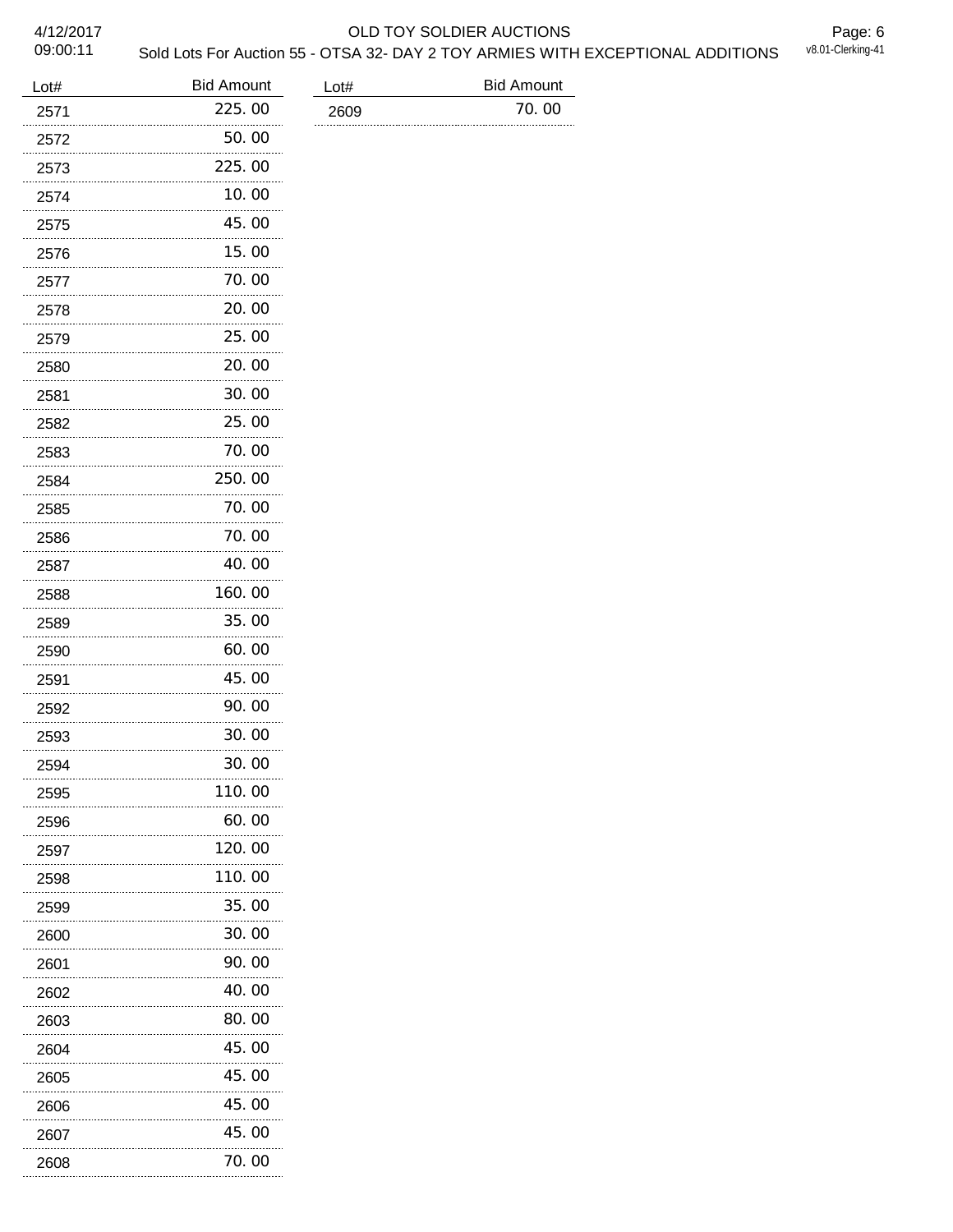| Lot# | Bid Amount |
|---|---|
| 2571 | 225.00 |
| 2572 | 50.00 |
| 2573 | 225.00 |
| 2574 | 10.00 |
| 2575 | 45.00 |
| 2576 | 15.00 |
| 2577 | 70.00 |
| 2578 | 20.00 |
| 2579 | 25.00 |
| 2580 | 20.00 |
| 2581 | 30.00 |
| 2582 | 25.00 |
| 2583 | 70.00 |
| 2584 | 250.00 |
| 2585 | 70.00 |
| 2586 | 70.00 |
| 2587 | 40.00 |
| 2588 | 160.00 |
| 2589 | 35.00 |
| 2590 | 60.00 |
| 2591 | 45.00 |
| 2592 | 90.00 |
| 2593 | 30.00 |
| 2594 | 30.00 |
| 2595 | 110.00 |
| 2596 | 60.00 |
| 2597 | 120.00 |
| 2598 | 110.00 |
| 2599 | 35.00 |
| 2600 | 30.00 |
| 2601 | 90.00 |
| 2602 | 40.00 |
| 2603 | 80.00 |
| 2604 | 45.00 |
| 2605 | 45.00 |
| 2606 | 45.00 |
| 2607 | 45.00 |
| 2608 | 70.00 |
| 2609 | 70.00 |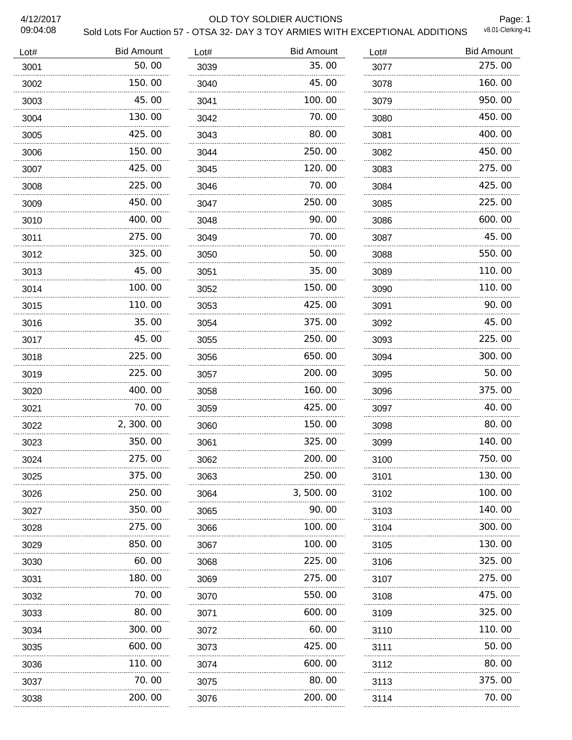# OLD TOY SOLDIER AUCTIONS

## Sold Lots For Auction 57 - OTSA 32- DAY 3 TOY ARMIES WITH EXCEPTIONAL ADDITIONS

4/12/2017
09:04:08

v8.01-Clerking-41

| Lot# | Bid Amount |
|---|---|
| 3001 | 50.00 |
| 3002 | 150.00 |
| 3003 | 45.00 |
| 3004 | 130.00 |
| 3005 | 425.00 |
| 3006 | 150.00 |
| 3007 | 425.00 |
| 3008 | 225.00 |
| 3009 | 450.00 |
| 3010 | 400.00 |
| 3011 | 275.00 |
| 3012 | 325.00 |
| 3013 | 45.00 |
| 3014 | 100.00 |
| 3015 | 110.00 |
| 3016 | 35.00 |
| 3017 | 45.00 |
| 3018 | 225.00 |
| 3019 | 225.00 |
| 3020 | 400.00 |
| 3021 | 70.00 |
| 3022 | 2,300.00 |
| 3023 | 350.00 |
| 3024 | 275.00 |
| 3025 | 375.00 |
| 3026 | 250.00 |
| 3027 | 350.00 |
| 3028 | 275.00 |
| 3029 | 850.00 |
| 3030 | 60.00 |
| 3031 | 180.00 |
| 3032 | 70.00 |
| 3033 | 80.00 |
| 3034 | 300.00 |
| 3035 | 600.00 |
| 3036 | 110.00 |
| 3037 | 70.00 |
| 3038 | 200.00 |
| 3039 | 35.00 |
| 3040 | 45.00 |
| 3041 | 100.00 |
| 3042 | 70.00 |
| 3043 | 80.00 |
| 3044 | 250.00 |
| 3045 | 120.00 |
| 3046 | 70.00 |
| 3047 | 250.00 |
| 3048 | 90.00 |
| 3049 | 70.00 |
| 3050 | 50.00 |
| 3051 | 35.00 |
| 3052 | 150.00 |
| 3053 | 425.00 |
| 3054 | 375.00 |
| 3055 | 250.00 |
| 3056 | 650.00 |
| 3057 | 200.00 |
| 3058 | 160.00 |
| 3059 | 425.00 |
| 3060 | 150.00 |
| 3061 | 325.00 |
| 3062 | 200.00 |
| 3063 | 250.00 |
| 3064 | 3,500.00 |
| 3065 | 90.00 |
| 3066 | 100.00 |
| 3067 | 100.00 |
| 3068 | 225.00 |
| 3069 | 275.00 |
| 3070 | 550.00 |
| 3071 | 600.00 |
| 3072 | 60.00 |
| 3073 | 425.00 |
| 3074 | 600.00 |
| 3075 | 80.00 |
| 3076 | 200.00 |
| 3077 | 275.00 |
| 3078 | 160.00 |
| 3079 | 950.00 |
| 3080 | 450.00 |
| 3081 | 400.00 |
| 3082 | 450.00 |
| 3083 | 275.00 |
| 3084 | 425.00 |
| 3085 | 225.00 |
| 3086 | 600.00 |
| 3087 | 45.00 |
| 3088 | 550.00 |
| 3089 | 110.00 |
| 3090 | 110.00 |
| 3091 | 90.00 |
| 3092 | 45.00 |
| 3093 | 225.00 |
| 3094 | 300.00 |
| 3095 | 50.00 |
| 3096 | 375.00 |
| 3097 | 40.00 |
| 3098 | 80.00 |
| 3099 | 140.00 |
| 3100 | 750.00 |
| 3101 | 130.00 |
| 3102 | 100.00 |
| 3103 | 140.00 |
| 3104 | 300.00 |
| 3105 | 130.00 |
| 3106 | 325.00 |
| 3107 | 275.00 |
| 3108 | 475.00 |
| 3109 | 325.00 |
| 3110 | 110.00 |
| 3111 | 50.00 |
| 3112 | 80.00 |
| 3113 | 375.00 |
| 3114 | 70.00 |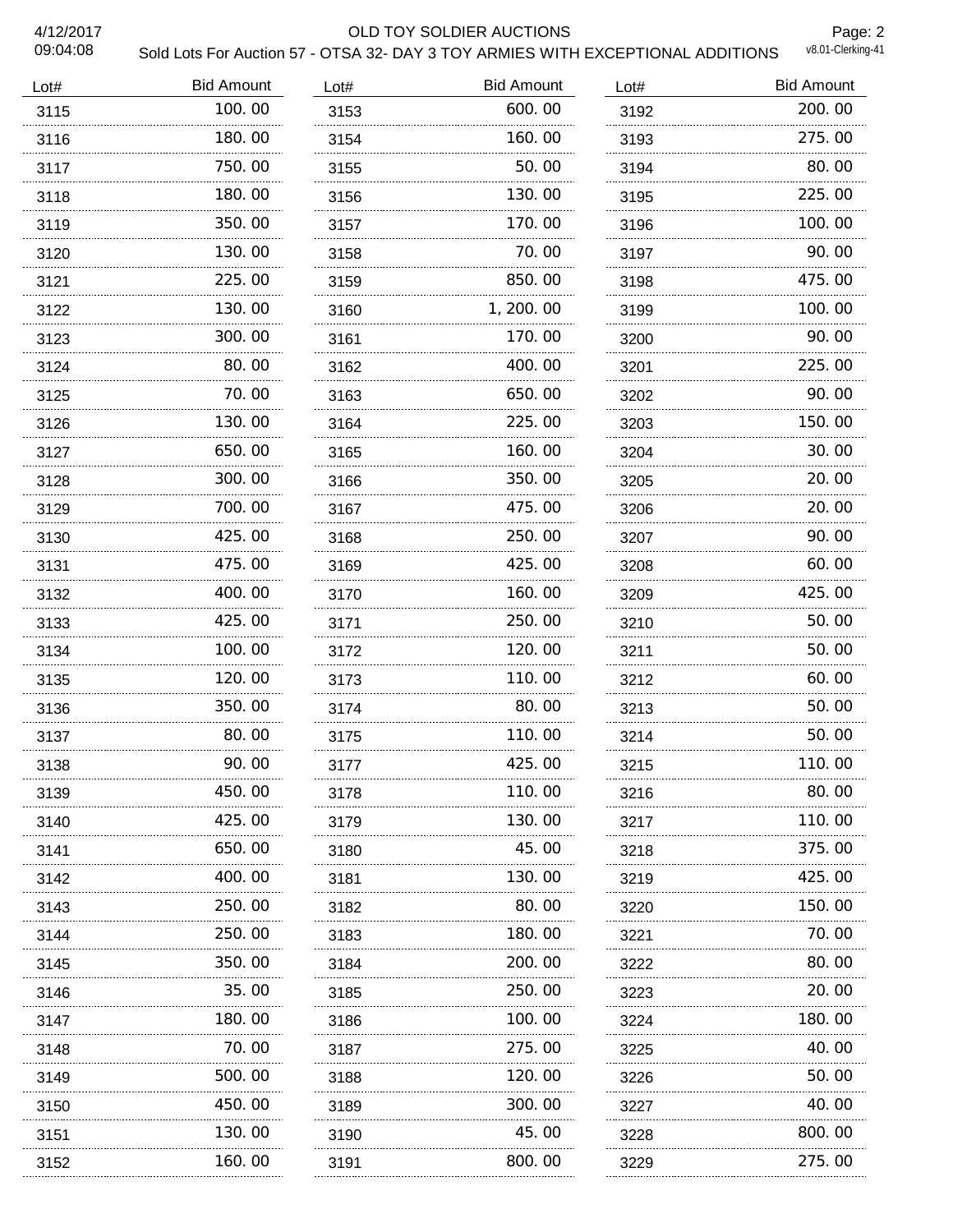# OLD TOY SOLDIER AUCTIONS

## Sold Lots For Auction 57 - OTSA 32- DAY 3 TOY ARMIES WITH EXCEPTIONAL ADDITIONS

| Lot# | Bid Amount | Lot# | Bid Amount | Lot# | Bid Amount |
|---|---|---|---|---|---|
| 3115 | 100.00 | 3153 | 600.00 | 3192 | 200.00 |
| 3116 | 180.00 | 3154 | 160.00 | 3193 | 275.00 |
| 3117 | 750.00 | 3155 | 50.00 | 3194 | 80.00 |
| 3118 | 180.00 | 3156 | 130.00 | 3195 | 225.00 |
| 3119 | 350.00 | 3157 | 170.00 | 3196 | 100.00 |
| 3120 | 130.00 | 3158 | 70.00 | 3197 | 90.00 |
| 3121 | 225.00 | 3159 | 850.00 | 3198 | 475.00 |
| 3122 | 130.00 | 3160 | 1,200.00 | 3199 | 100.00 |
| 3123 | 300.00 | 3161 | 170.00 | 3200 | 90.00 |
| 3124 | 80.00 | 3162 | 400.00 | 3201 | 225.00 |
| 3125 | 70.00 | 3163 | 650.00 | 3202 | 90.00 |
| 3126 | 130.00 | 3164 | 225.00 | 3203 | 150.00 |
| 3127 | 650.00 | 3165 | 160.00 | 3204 | 30.00 |
| 3128 | 300.00 | 3166 | 350.00 | 3205 | 20.00 |
| 3129 | 700.00 | 3167 | 475.00 | 3206 | 20.00 |
| 3130 | 425.00 | 3168 | 250.00 | 3207 | 90.00 |
| 3131 | 475.00 | 3169 | 425.00 | 3208 | 60.00 |
| 3132 | 400.00 | 3170 | 160.00 | 3209 | 425.00 |
| 3133 | 425.00 | 3171 | 250.00 | 3210 | 50.00 |
| 3134 | 100.00 | 3172 | 120.00 | 3211 | 50.00 |
| 3135 | 120.00 | 3173 | 110.00 | 3212 | 60.00 |
| 3136 | 350.00 | 3174 | 80.00 | 3213 | 50.00 |
| 3137 | 80.00 | 3175 | 110.00 | 3214 | 50.00 |
| 3138 | 90.00 | 3177 | 425.00 | 3215 | 110.00 |
| 3139 | 450.00 | 3178 | 110.00 | 3216 | 80.00 |
| 3140 | 425.00 | 3179 | 130.00 | 3217 | 110.00 |
| 3141 | 650.00 | 3180 | 45.00 | 3218 | 375.00 |
| 3142 | 400.00 | 3181 | 130.00 | 3219 | 425.00 |
| 3143 | 250.00 | 3182 | 80.00 | 3220 | 150.00 |
| 3144 | 250.00 | 3183 | 180.00 | 3221 | 70.00 |
| 3145 | 350.00 | 3184 | 200.00 | 3222 | 80.00 |
| 3146 | 35.00 | 3185 | 250.00 | 3223 | 20.00 |
| 3147 | 180.00 | 3186 | 100.00 | 3224 | 180.00 |
| 3148 | 70.00 | 3187 | 275.00 | 3225 | 40.00 |
| 3149 | 500.00 | 3188 | 120.00 | 3226 | 50.00 |
| 3150 | 450.00 | 3189 | 300.00 | 3227 | 40.00 |
| 3151 | 130.00 | 3190 | 45.00 | 3228 | 800.00 |
| 3152 | 160.00 | 3191 | 800.00 | 3229 | 275.00 |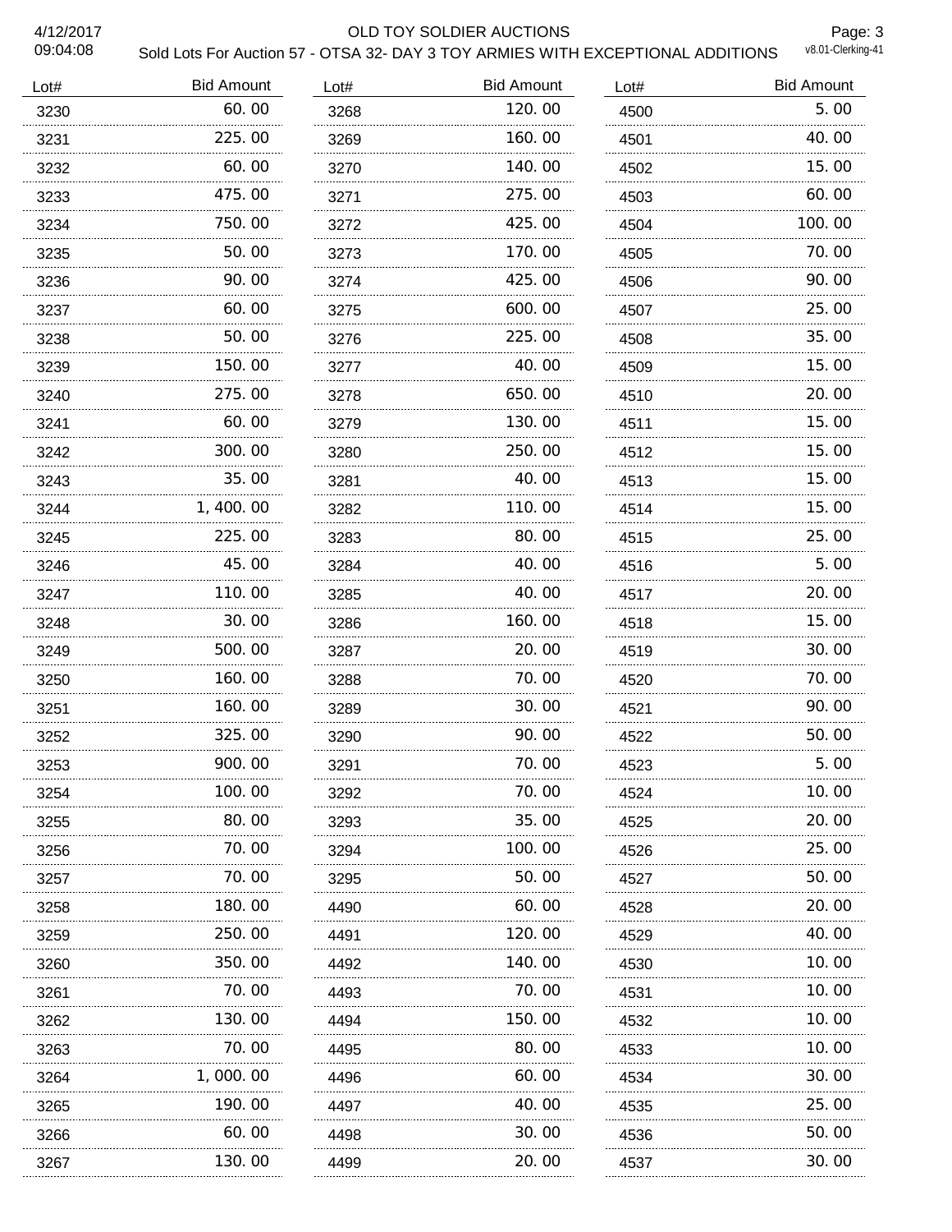# OLD TOY SOLDIER AUCTIONS

## Sold Lots For Auction 57 - OTSA 32- DAY 3 TOY ARMIES WITH EXCEPTIONAL ADDITIONS

| Lot# | Bid Amount |
|---|---|
| 3230 | 60.00 |
| 3231 | 225.00 |
| 3232 | 60.00 |
| 3233 | 475.00 |
| 3234 | 750.00 |
| 3235 | 50.00 |
| 3236 | 90.00 |
| 3237 | 60.00 |
| 3238 | 50.00 |
| 3239 | 150.00 |
| 3240 | 275.00 |
| 3241 | 60.00 |
| 3242 | 300.00 |
| 3243 | 35.00 |
| 3244 | 1,400.00 |
| 3245 | 225.00 |
| 3246 | 45.00 |
| 3247 | 110.00 |
| 3248 | 30.00 |
| 3249 | 500.00 |
| 3250 | 160.00 |
| 3251 | 160.00 |
| 3252 | 325.00 |
| 3253 | 900.00 |
| 3254 | 100.00 |
| 3255 | 80.00 |
| 3256 | 70.00 |
| 3257 | 70.00 |
| 3258 | 180.00 |
| 3259 | 250.00 |
| 3260 | 350.00 |
| 3261 | 70.00 |
| 3262 | 130.00 |
| 3263 | 70.00 |
| 3264 | 1,000.00 |
| 3265 | 190.00 |
| 3266 | 60.00 |
| 3267 | 130.00 |
| 3268 | 120.00 |
| 3269 | 160.00 |
| 3270 | 140.00 |
| 3271 | 275.00 |
| 3272 | 425.00 |
| 3273 | 170.00 |
| 3274 | 425.00 |
| 3275 | 600.00 |
| 3276 | 225.00 |
| 3277 | 40.00 |
| 3278 | 650.00 |
| 3279 | 130.00 |
| 3280 | 250.00 |
| 3281 | 40.00 |
| 3282 | 110.00 |
| 3283 | 80.00 |
| 3284 | 40.00 |
| 3285 | 40.00 |
| 3286 | 160.00 |
| 3287 | 20.00 |
| 3288 | 70.00 |
| 3289 | 30.00 |
| 3290 | 90.00 |
| 3291 | 70.00 |
| 3292 | 70.00 |
| 3293 | 35.00 |
| 3294 | 100.00 |
| 3295 | 50.00 |
| 4490 | 60.00 |
| 4491 | 120.00 |
| 4492 | 140.00 |
| 4493 | 70.00 |
| 4494 | 150.00 |
| 4495 | 80.00 |
| 4496 | 60.00 |
| 4497 | 40.00 |
| 4498 | 30.00 |
| 4499 | 20.00 |
| 4500 | 5.00 |
| 4501 | 40.00 |
| 4502 | 15.00 |
| 4503 | 60.00 |
| 4504 | 100.00 |
| 4505 | 70.00 |
| 4506 | 90.00 |
| 4507 | 25.00 |
| 4508 | 35.00 |
| 4509 | 15.00 |
| 4510 | 20.00 |
| 4511 | 15.00 |
| 4512 | 15.00 |
| 4513 | 15.00 |
| 4514 | 15.00 |
| 4515 | 25.00 |
| 4516 | 5.00 |
| 4517 | 20.00 |
| 4518 | 15.00 |
| 4519 | 30.00 |
| 4520 | 70.00 |
| 4521 | 90.00 |
| 4522 | 50.00 |
| 4523 | 5.00 |
| 4524 | 10.00 |
| 4525 | 20.00 |
| 4526 | 25.00 |
| 4527 | 50.00 |
| 4528 | 20.00 |
| 4529 | 40.00 |
| 4530 | 10.00 |
| 4531 | 10.00 |
| 4532 | 10.00 |
| 4533 | 10.00 |
| 4534 | 30.00 |
| 4535 | 25.00 |
| 4536 | 50.00 |
| 4537 | 30.00 |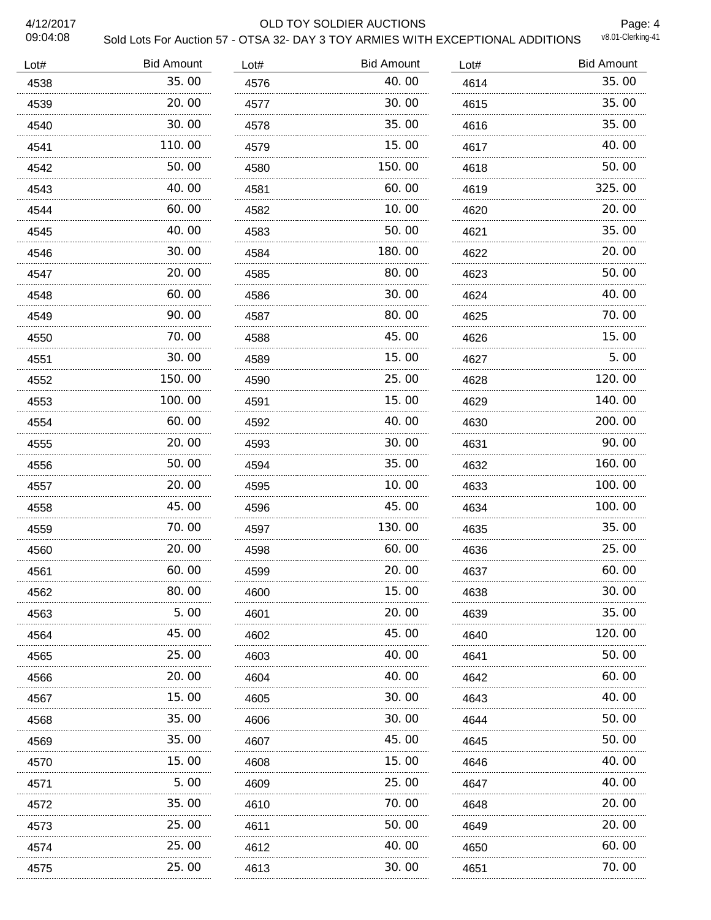| Lot# | Bid Amount | Lot# | Bid Amount | Lot# | Bid Amount |
|---|---|---|---|---|---|
| 4538 | 35.00 | 4576 | 40.00 | 4614 | 35.00 |
| 4539 | 20.00 | 4577 | 30.00 | 4615 | 35.00 |
| 4540 | 30.00 | 4578 | 35.00 | 4616 | 35.00 |
| 4541 | 110.00 | 4579 | 15.00 | 4617 | 40.00 |
| 4542 | 50.00 | 4580 | 150.00 | 4618 | 50.00 |
| 4543 | 40.00 | 4581 | 60.00 | 4619 | 325.00 |
| 4544 | 60.00 | 4582 | 10.00 | 4620 | 20.00 |
| 4545 | 40.00 | 4583 | 50.00 | 4621 | 35.00 |
| 4546 | 30.00 | 4584 | 180.00 | 4622 | 20.00 |
| 4547 | 20.00 | 4585 | 80.00 | 4623 | 50.00 |
| 4548 | 60.00 | 4586 | 30.00 | 4624 | 40.00 |
| 4549 | 90.00 | 4587 | 80.00 | 4625 | 70.00 |
| 4550 | 70.00 | 4588 | 45.00 | 4626 | 15.00 |
| 4551 | 30.00 | 4589 | 15.00 | 4627 | 5.00 |
| 4552 | 150.00 | 4590 | 25.00 | 4628 | 120.00 |
| 4553 | 100.00 | 4591 | 15.00 | 4629 | 140.00 |
| 4554 | 60.00 | 4592 | 40.00 | 4630 | 200.00 |
| 4555 | 20.00 | 4593 | 30.00 | 4631 | 90.00 |
| 4556 | 50.00 | 4594 | 35.00 | 4632 | 160.00 |
| 4557 | 20.00 | 4595 | 10.00 | 4633 | 100.00 |
| 4558 | 45.00 | 4596 | 45.00 | 4634 | 100.00 |
| 4559 | 70.00 | 4597 | 130.00 | 4635 | 35.00 |
| 4560 | 20.00 | 4598 | 60.00 | 4636 | 25.00 |
| 4561 | 60.00 | 4599 | 20.00 | 4637 | 60.00 |
| 4562 | 80.00 | 4600 | 15.00 | 4638 | 30.00 |
| 4563 | 5.00 | 4601 | 20.00 | 4639 | 35.00 |
| 4564 | 45.00 | 4602 | 45.00 | 4640 | 120.00 |
| 4565 | 25.00 | 4603 | 40.00 | 4641 | 50.00 |
| 4566 | 20.00 | 4604 | 40.00 | 4642 | 60.00 |
| 4567 | 15.00 | 4605 | 30.00 | 4643 | 40.00 |
| 4568 | 35.00 | 4606 | 30.00 | 4644 | 50.00 |
| 4569 | 35.00 | 4607 | 45.00 | 4645 | 50.00 |
| 4570 | 15.00 | 4608 | 15.00 | 4646 | 40.00 |
| 4571 | 5.00 | 4609 | 25.00 | 4647 | 40.00 |
| 4572 | 35.00 | 4610 | 70.00 | 4648 | 20.00 |
| 4573 | 25.00 | 4611 | 50.00 | 4649 | 20.00 |
| 4574 | 25.00 | 4612 | 40.00 | 4650 | 60.00 |
| 4575 | 25.00 | 4613 | 30.00 | 4651 | 70.00 |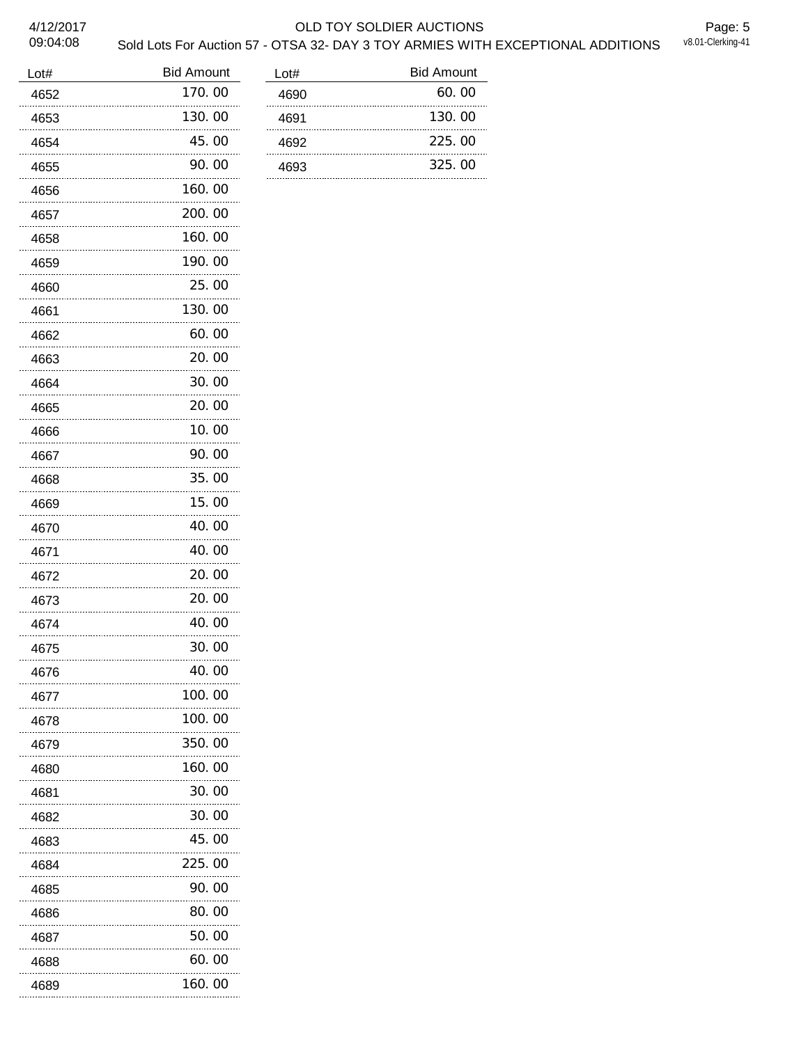| Lot# | Bid Amount |
| --- | --- |
| 4652 | 170. 00 |
| 4653 | 130. 00 |
| 4654 | 45. 00 |
| 4655 | 90. 00 |
| 4656 | 160. 00 |
| 4657 | 200. 00 |
| 4658 | 160. 00 |
| 4659 | 190. 00 |
| 4660 | 25. 00 |
| 4661 | 130. 00 |
| 4662 | 60. 00 |
| 4663 | 20. 00 |
| 4664 | 30. 00 |
| 4665 | 20. 00 |
| 4666 | 10. 00 |
| 4667 | 90. 00 |
| 4668 | 35. 00 |
| 4669 | 15. 00 |
| 4670 | 40. 00 |
| 4671 | 40. 00 |
| 4672 | 20. 00 |
| 4673 | 20. 00 |
| 4674 | 40. 00 |
| 4675 | 30. 00 |
| 4676 | 40. 00 |
| 4677 | 100. 00 |
| 4678 | 100. 00 |
| 4679 | 350. 00 |
| 4680 | 160. 00 |
| 4681 | 30. 00 |
| 4682 | 30. 00 |
| 4683 | 45. 00 |
| 4684 | 225. 00 |
| 4685 | 90. 00 |
| 4686 | 80. 00 |
| 4687 | 50. 00 |
| 4688 | 60. 00 |
| 4689 | 160. 00 |
| 4690 | 60. 00 |
| 4691 | 130. 00 |
| 4692 | 225. 00 |
| 4693 | 325. 00 |